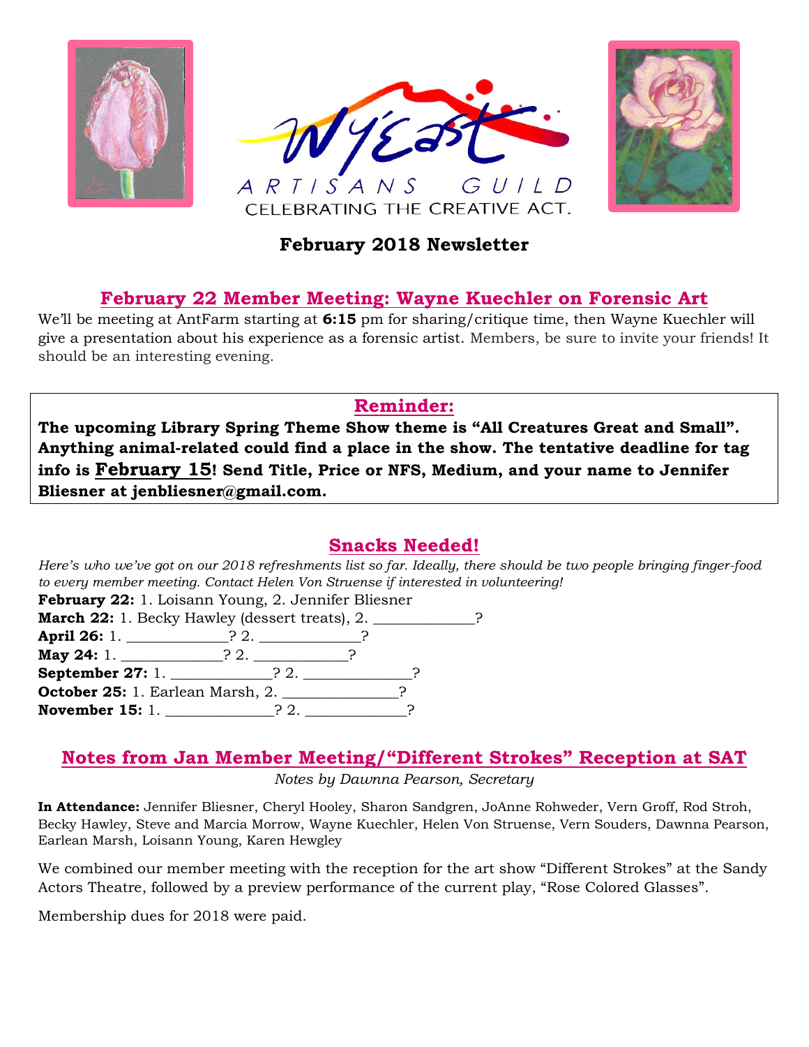Wy'East

ARTISANS GUILD

CELEBRATING THE CREATIVE ACT.

# February 2018 Newsletter

## February 22 Member Meeting: Wayne Kuechler on Forensic Art

We'll be meeting at AntFarm starting at **6:15** pm for sharing/critique time, then Wayne Kuechler will give a presentation about his experience as a forensic artist. Members, be sure to invite your friends! It should be an interesting evening.

## Reminder:

**The upcoming Library Spring Theme Show theme is "All Creatures Great and Small". Anything animal-related could find a place in the show. The tentative deadline for tag info is February 15! Send Title, Price or NFS, Medium, and your name to Jennifer Bliesner at jenbliesner@gmail.com.**

## Snacks Needed!

*Here's who we've got on our 2018 refreshments list so far. Ideally, there should be two people bringing finger-food to every member meeting. Contact Helen Von Struense if interested in volunteering!*

**February 22:** 1. Loisann Young, 2. Jennifer Bliesner
**March 22:** 1. Becky Hawley (dessert treats), 2. _____________?
**April 26:** 1. _____________? 2. _____________?
**May 24:** 1. _____________? 2. ____________?
**September 27:** 1. _____________? 2. ______________?
**October 25:** 1. Earlean Marsh, 2. _______________?
**November 15:** 1. ______________? 2. _____________?

## Notes from Jan Member Meeting/"Different Strokes" Reception at SAT

*Notes by Dawnna Pearson, Secretary*

**In Attendance:** Jennifer Bliesner, Cheryl Hooley, Sharon Sandgren, JoAnne Rohweder, Vern Groff, Rod Stroh, Becky Hawley, Steve and Marcia Morrow, Wayne Kuechler, Helen Von Struense, Vern Souders, Dawnna Pearson, Earlean Marsh, Loisann Young, Karen Hewgley

We combined our member meeting with the reception for the art show "Different Strokes" at the Sandy Actors Theatre, followed by a preview performance of the current play, "Rose Colored Glasses".

Membership dues for 2018 were paid.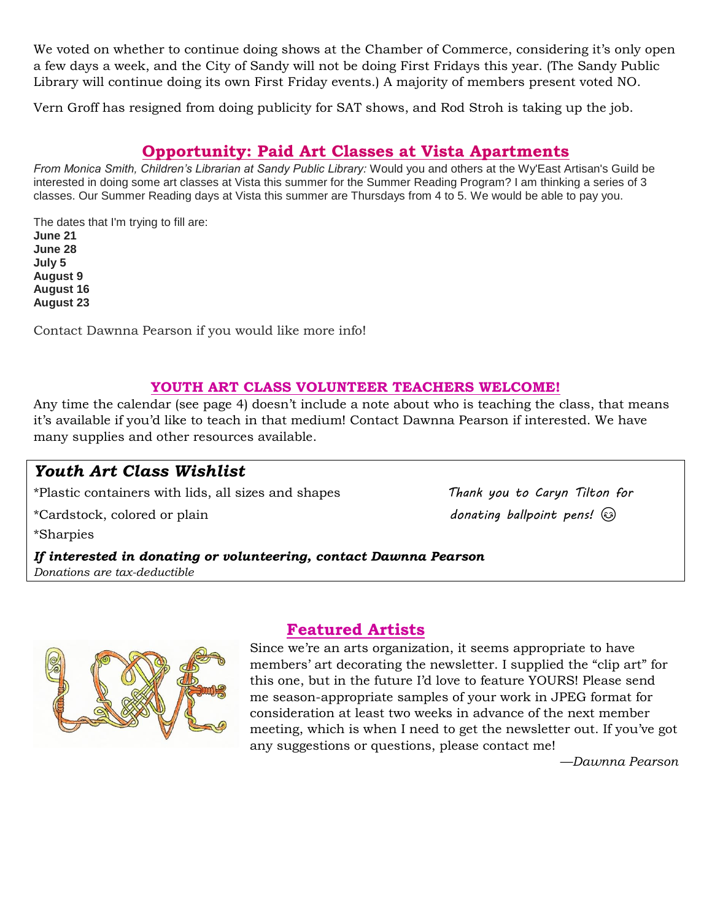We voted on whether to continue doing shows at the Chamber of Commerce, considering it's only open a few days a week, and the City of Sandy will not be doing First Fridays this year. (The Sandy Public Library will continue doing its own First Friday events.) A majority of members present voted NO.

Vern Groff has resigned from doing publicity for SAT shows, and Rod Stroh is taking up the job.

## Opportunity: Paid Art Classes at Vista Apartments

*From Monica Smith, Children's Librarian at Sandy Public Library:* Would you and others at the Wy'East Artisan's Guild be interested in doing some art classes at Vista this summer for the Summer Reading Program? I am thinking a series of 3 classes. Our Summer Reading days at Vista this summer are Thursdays from 4 to 5. We would be able to pay you.

The dates that I'm trying to fill are:
**June 21**
**June 28**
**July 5**
**August 9**
**August 16**
**August 23**

Contact Dawnna Pearson if you would like more info!

## YOUTH ART CLASS VOLUNTEER TEACHERS WELCOME!

Any time the calendar (see page 4) doesn't include a note about who is teaching the class, that means it's available if you'd like to teach in that medium! Contact Dawnna Pearson if interested. We have many supplies and other resources available.

### *Youth Art Class Wishlist*

*Plastic containers with lids, all sizes and shapes

*Cardstock, colored or plain

*Sharpies

*Thank you to Caryn Tilton for donating ballpoint pens!* ☺

***If interested in donating or volunteering, contact Dawnna Pearson***
*Donations are tax-deductible*

## Featured Artists

Since we're an arts organization, it seems appropriate to have members' art decorating the newsletter. I supplied the "clip art" for this one, but in the future I'd love to feature YOURS! Please send me season-appropriate samples of your work in JPEG format for consideration at least two weeks in advance of the next member meeting, which is when I need to get the newsletter out. If you've got any suggestions or questions, please contact me!

*—Dawnna Pearson*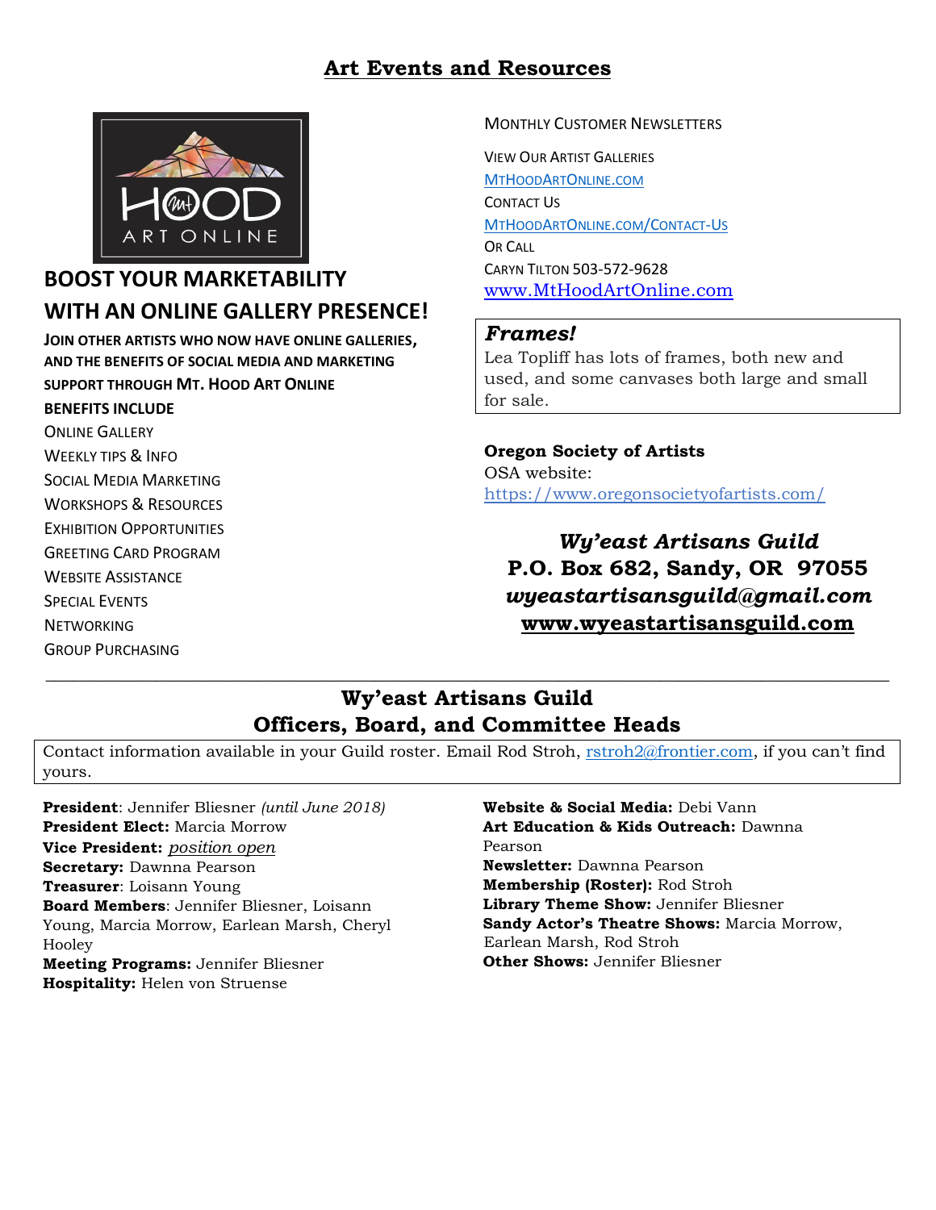# Art Events and Resources

## BOOST YOUR MARKETABILITY WITH AN ONLINE GALLERY PRESENCE!

**JOIN OTHER ARTISTS WHO NOW HAVE ONLINE GALLERIES, AND THE BENEFITS OF SOCIAL MEDIA AND MARKETING SUPPORT THROUGH MT. HOOD ART ONLINE**

**BENEFITS INCLUDE**

- ONLINE GALLERY
- WEEKLY TIPS & INFO
- SOCIAL MEDIA MARKETING
- WORKSHOPS & RESOURCES
- EXHIBITION OPPORTUNITIES
- GREETING CARD PROGRAM
- WEBSITE ASSISTANCE
- SPECIAL EVENTS
- NETWORKING
- GROUP PURCHASING

MONTHLY CUSTOMER NEWSLETTERS

VIEW OUR ARTIST GALLERIES
MTHOODARTONLINE.COM
CONTACT US
MTHOODARTONLINE.COM/CONTACT-US
OR CALL
CARYN TILTON 503-572-9628
www.MtHoodArtOnline.com

### *Frames!*

Lea Topliff has lots of frames, both new and used, and some canvases both large and small for sale.

**Oregon Society of Artists**
OSA website:
https://www.oregonsocietyofartists.com/

***Wy'east Artisans Guild***
**P.O. Box 682, Sandy, OR 97055**
***wyeastartisansguild@gmail.com***
**www.wyeastartisansguild.com**

---

## Wy'east Artisans Guild Officers, Board, and Committee Heads

Contact information available in your Guild roster. Email Rod Stroh, rstroh2@frontier.com, if you can't find yours.

**President**: Jennifer Bliesner *(until June 2018)*
**President Elect:** Marcia Morrow
**Vice President:** *position open*
**Secretary:** Dawnna Pearson
**Treasurer**: Loisann Young
**Board Members**: Jennifer Bliesner, Loisann Young, Marcia Morrow, Earlean Marsh, Cheryl Hooley
**Meeting Programs:** Jennifer Bliesner
**Hospitality:** Helen von Struense
**Website & Social Media:** Debi Vann
**Art Education & Kids Outreach:** Dawnna Pearson
**Newsletter:** Dawnna Pearson
**Membership (Roster):** Rod Stroh
**Library Theme Show:** Jennifer Bliesner
**Sandy Actor's Theatre Shows:** Marcia Morrow, Earlean Marsh, Rod Stroh
**Other Shows:** Jennifer Bliesner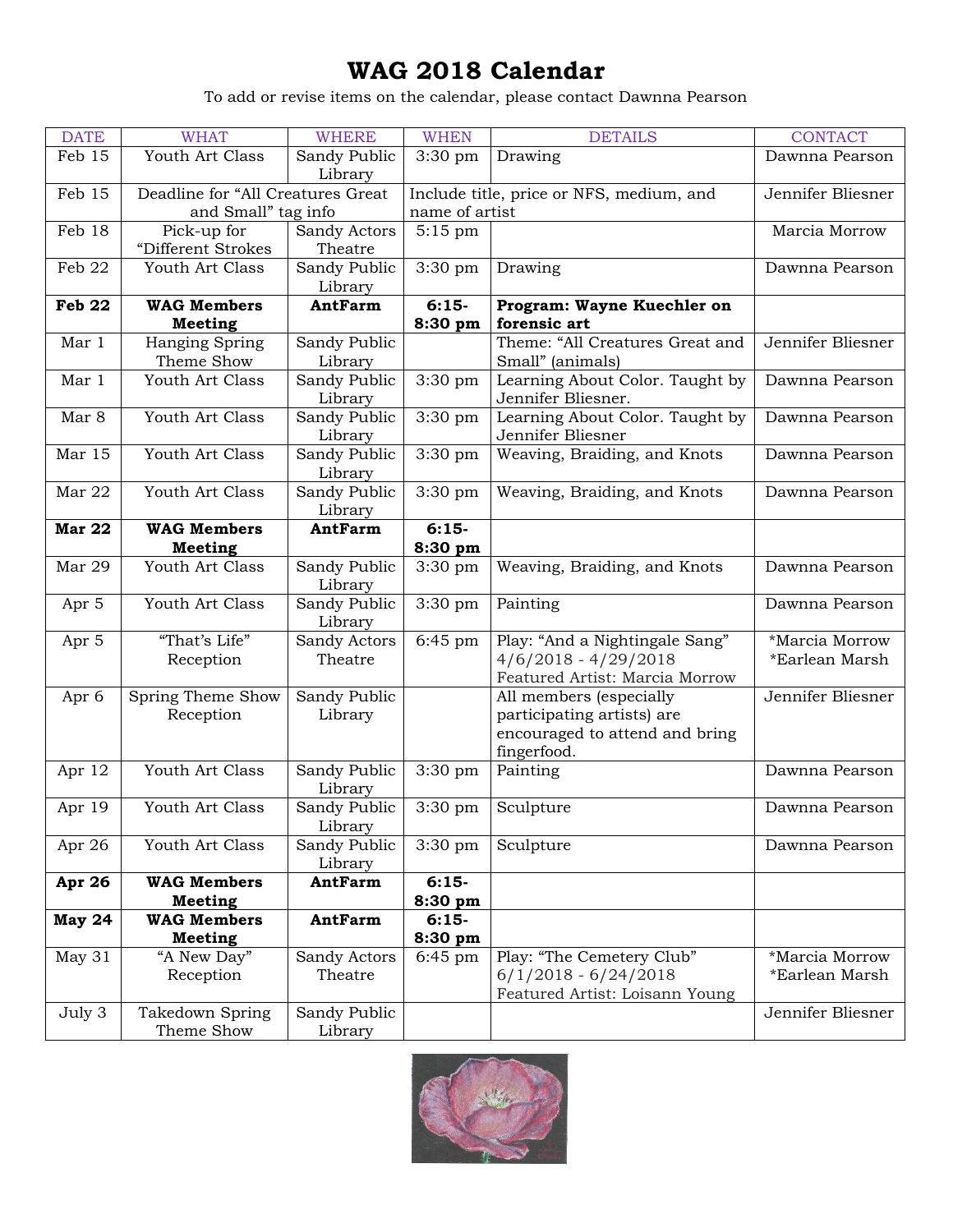# WAG 2018 Calendar

To add or revise items on the calendar, please contact Dawnna Pearson

| DATE | WHAT | WHERE | WHEN | DETAILS | CONTACT |
|---|---|---|---|---|---|
| Feb 15 | Youth Art Class | Sandy Public Library | 3:30 pm | Drawing | Dawnna Pearson |
| Feb 15 | Deadline for "All Creatures Great and Small" tag info | | Include title, price or NFS, medium, and name of artist | | Jennifer Bliesner |
| Feb 18 | Pick-up for "Different Strokes | Sandy Actors Theatre | 5:15 pm | | Marcia Morrow |
| Feb 22 | Youth Art Class | Sandy Public Library | 3:30 pm | Drawing | Dawnna Pearson |
| **Feb 22** | **WAG Members Meeting** | **AntFarm** | **6:15-8:30 pm** | **Program: Wayne Kuechler on forensic art** | |
| Mar 1 | Hanging Spring Theme Show | Sandy Public Library | | Theme: "All Creatures Great and Small" (animals) | Jennifer Bliesner |
| Mar 1 | Youth Art Class | Sandy Public Library | 3:30 pm | Learning About Color. Taught by Jennifer Bliesner. | Dawnna Pearson |
| Mar 8 | Youth Art Class | Sandy Public Library | 3:30 pm | Learning About Color. Taught by Jennifer Bliesner | Dawnna Pearson |
| Mar 15 | Youth Art Class | Sandy Public Library | 3:30 pm | Weaving, Braiding, and Knots | Dawnna Pearson |
| Mar 22 | Youth Art Class | Sandy Public Library | 3:30 pm | Weaving, Braiding, and Knots | Dawnna Pearson |
| **Mar 22** | **WAG Members Meeting** | **AntFarm** | **6:15-8:30 pm** | | |
| Mar 29 | Youth Art Class | Sandy Public Library | 3:30 pm | Weaving, Braiding, and Knots | Dawnna Pearson |
| Apr 5 | Youth Art Class | Sandy Public Library | 3:30 pm | Painting | Dawnna Pearson |
| Apr 5 | "That's Life" Reception | Sandy Actors Theatre | 6:45 pm | Play: "And a Nightingale Sang" 4/6/2018 - 4/29/2018 Featured Artist: Marcia Morrow | *Marcia Morrow *Earlean Marsh |
| Apr 6 | Spring Theme Show Reception | Sandy Public Library | | All members (especially participating artists) are encouraged to attend and bring fingerfood. | Jennifer Bliesner |
| Apr 12 | Youth Art Class | Sandy Public Library | 3:30 pm | Painting | Dawnna Pearson |
| Apr 19 | Youth Art Class | Sandy Public Library | 3:30 pm | Sculpture | Dawnna Pearson |
| Apr 26 | Youth Art Class | Sandy Public Library | 3:30 pm | Sculpture | Dawnna Pearson |
| **Apr 26** | **WAG Members Meeting** | **AntFarm** | **6:15-8:30 pm** | | |
| **May 24** | **WAG Members Meeting** | **AntFarm** | **6:15-8:30 pm** | | |
| May 31 | "A New Day" Reception | Sandy Actors Theatre | 6:45 pm | Play: "The Cemetery Club" 6/1/2018 - 6/24/2018 Featured Artist: Loisann Young | *Marcia Morrow *Earlean Marsh |
| July 3 | Takedown Spring Theme Show | Sandy Public Library | | | Jennifer Bliesner |